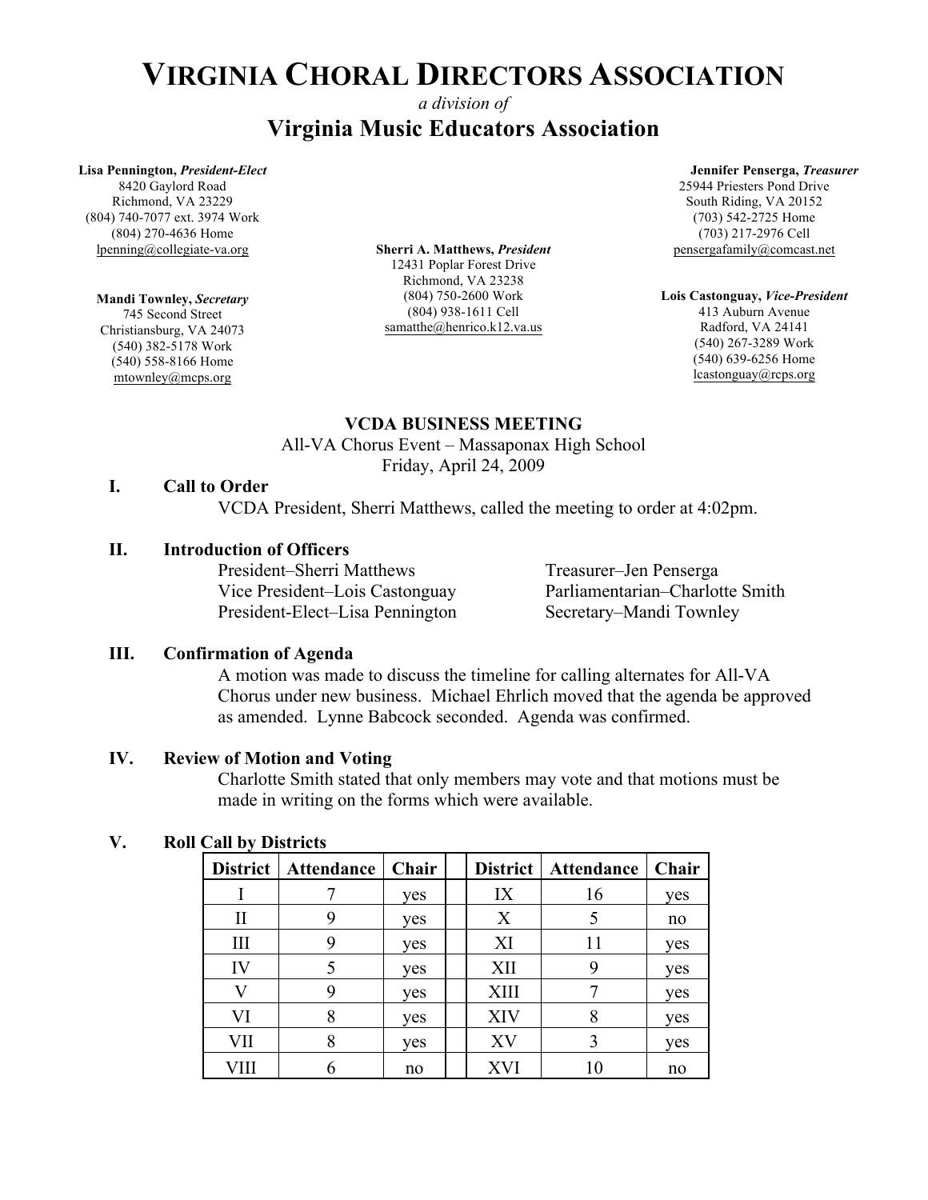# VIRGINIA CHORAL DIRECTORS ASSOCIATION

*a division of*

## Virginia Music Educators Association

**Lisa Pennington,** ***President-Elect***
8420 Gaylord Road
Richmond, VA 23229
(804) 740-7077 ext. 3974 Work
(804) 270-4636 Home
lpenning@collegiate-va.org

**Mandi Townley,** ***Secretary***
745 Second Street
Christiansburg, VA 24073
(540) 382-5178 Work
(540) 558-8166 Home
mtownley@mcps.org

**Sherri A. Matthews,** ***President***
12431 Poplar Forest Drive
Richmond, VA 23238
(804) 750-2600 Work
(804) 938-1611 Cell
samatthe@henrico.k12.va.us

**Jennifer Penserga,** ***Treasurer***
25944 Priesters Pond Drive
South Riding, VA 20152
(703) 542-2725 Home
(703) 217-2976 Cell
pensergafamily@comcast.net

**Lois Castonguay,** ***Vice-President***
413 Auburn Avenue
Radford, VA 24141
(540) 267-3289 Work
(540) 639-6256 Home
lcastonguay@rcps.org

### VCDA BUSINESS MEETING

All-VA Chorus Event – Massaponax High School
Friday, April 24, 2009

**I. Call to Order**

VCDA President, Sherri Matthews, called the meeting to order at 4:02pm.

**II. Introduction of Officers**

President–Sherri Matthews
Vice President–Lois Castonguay
President-Elect–Lisa Pennington
Treasurer–Jen Penserga
Parliamentarian–Charlotte Smith
Secretary–Mandi Townley

**III. Confirmation of Agenda**

A motion was made to discuss the timeline for calling alternates for All-VA Chorus under new business. Michael Ehrlich moved that the agenda be approved as amended. Lynne Babcock seconded. Agenda was confirmed.

**IV. Review of Motion and Voting**

Charlotte Smith stated that only members may vote and that motions must be made in writing on the forms which were available.

**V. Roll Call by Districts**

| District | Attendance | Chair | | District | Attendance | Chair |
|---|---|---|---|---|---|---|
| I | 7 | yes | | IX | 16 | yes |
| II | 9 | yes | | X | 5 | no |
| III | 9 | yes | | XI | 11 | yes |
| IV | 5 | yes | | XII | 9 | yes |
| V | 9 | yes | | XIII | 7 | yes |
| VI | 8 | yes | | XIV | 8 | yes |
| VII | 8 | yes | | XV | 3 | yes |
| VIII | 6 | no | | XVI | 10 | no |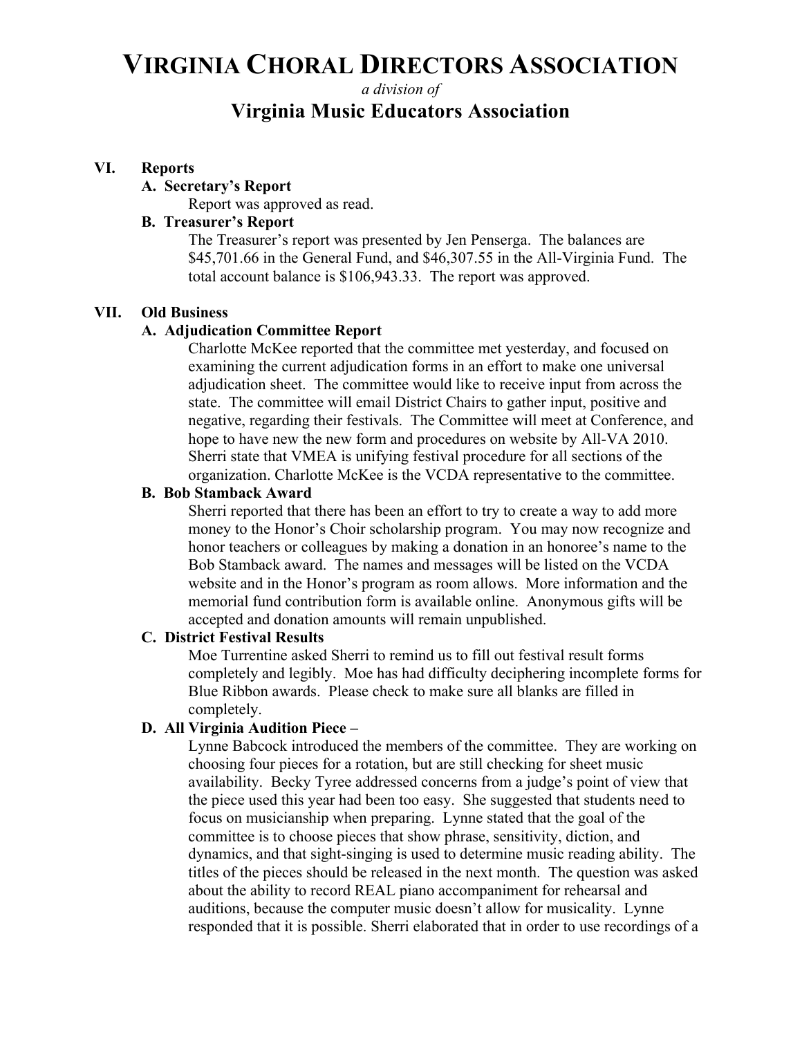# VIRGINIA CHORAL DIRECTORS ASSOCIATION

*a division of*

## Virginia Music Educators Association

**VI. Reports**

**A. Secretary's Report**

Report was approved as read.

**B. Treasurer's Report**

The Treasurer's report was presented by Jen Penserga. The balances are $45,701.66 in the General Fund, and $46,307.55 in the All-Virginia Fund. The total account balance is $106,943.33. The report was approved.

**VII. Old Business**

**A. Adjudication Committee Report**

Charlotte McKee reported that the committee met yesterday, and focused on examining the current adjudication forms in an effort to make one universal adjudication sheet. The committee would like to receive input from across the state. The committee will email District Chairs to gather input, positive and negative, regarding their festivals. The Committee will meet at Conference, and hope to have new the new form and procedures on website by All-VA 2010. Sherri state that VMEA is unifying festival procedure for all sections of the organization. Charlotte McKee is the VCDA representative to the committee.

**B. Bob Stamback Award**

Sherri reported that there has been an effort to try to create a way to add more money to the Honor's Choir scholarship program. You may now recognize and honor teachers or colleagues by making a donation in an honoree's name to the Bob Stamback award. The names and messages will be listed on the VCDA website and in the Honor's program as room allows. More information and the memorial fund contribution form is available online. Anonymous gifts will be accepted and donation amounts will remain unpublished.

**C. District Festival Results**

Moe Turrentine asked Sherri to remind us to fill out festival result forms completely and legibly. Moe has had difficulty deciphering incomplete forms for Blue Ribbon awards. Please check to make sure all blanks are filled in completely.

**D. All Virginia Audition Piece –**

Lynne Babcock introduced the members of the committee. They are working on choosing four pieces for a rotation, but are still checking for sheet music availability. Becky Tyree addressed concerns from a judge's point of view that the piece used this year had been too easy. She suggested that students need to focus on musicianship when preparing. Lynne stated that the goal of the committee is to choose pieces that show phrase, sensitivity, diction, and dynamics, and that sight-singing is used to determine music reading ability. The titles of the pieces should be released in the next month. The question was asked about the ability to record REAL piano accompaniment for rehearsal and auditions, because the computer music doesn't allow for musicality. Lynne responded that it is possible. Sherri elaborated that in order to use recordings of a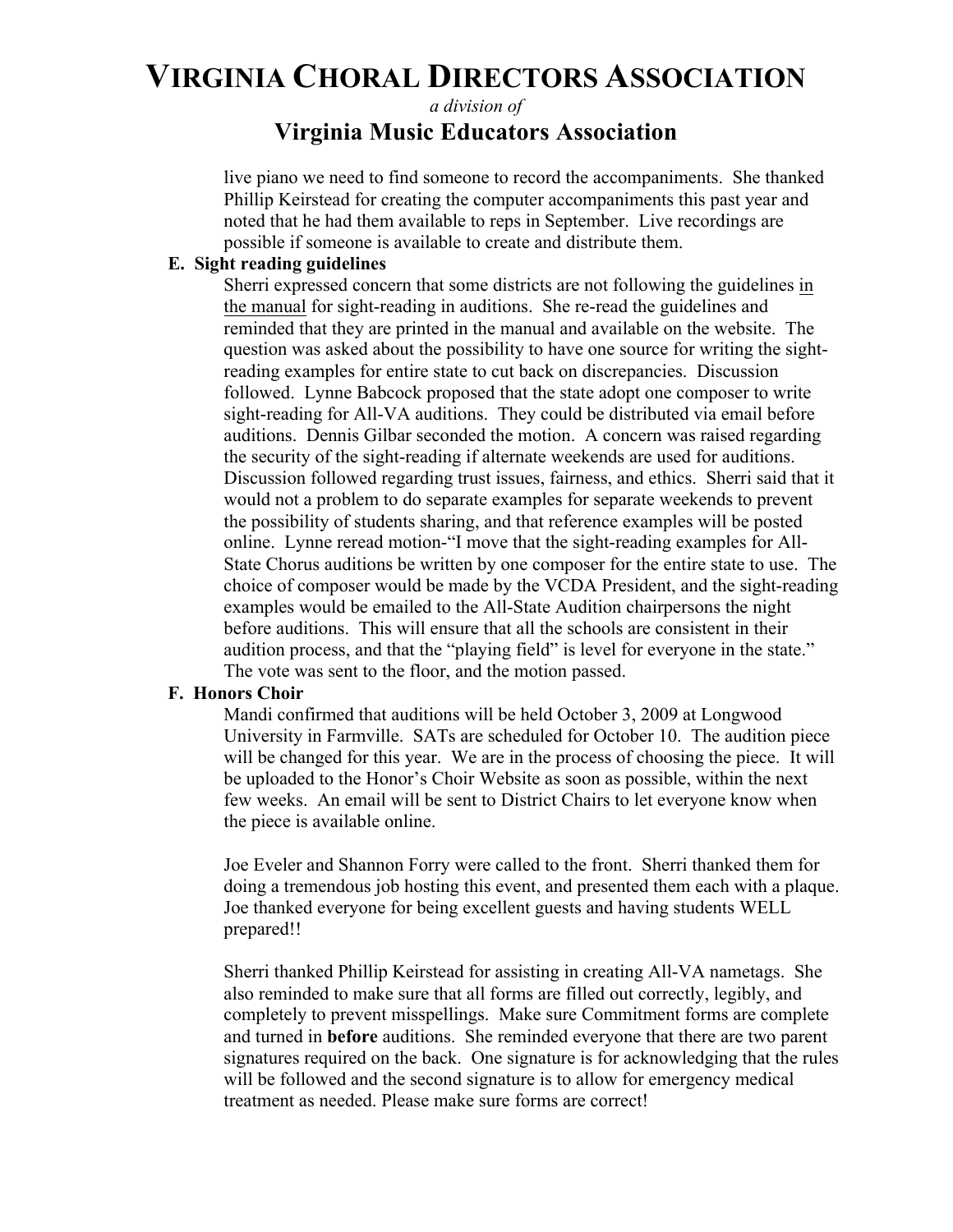# VIRGINIA CHORAL DIRECTORS ASSOCIATION

*a division of*

## Virginia Music Educators Association

live piano we need to find someone to record the accompaniments. She thanked Phillip Keirstead for creating the computer accompaniments this past year and noted that he had them available to reps in September. Live recordings are possible if someone is available to create and distribute them.

**E. Sight reading guidelines**

Sherri expressed concern that some districts are not following the guidelines <u>in the manual</u> for sight-reading in auditions. She re-read the guidelines and reminded that they are printed in the manual and available on the website. The question was asked about the possibility to have one source for writing the sight-reading examples for entire state to cut back on discrepancies. Discussion followed. Lynne Babcock proposed that the state adopt one composer to write sight-reading for All-VA auditions. They could be distributed via email before auditions. Dennis Gilbar seconded the motion. A concern was raised regarding the security of the sight-reading if alternate weekends are used for auditions. Discussion followed regarding trust issues, fairness, and ethics. Sherri said that it would not a problem to do separate examples for separate weekends to prevent the possibility of students sharing, and that reference examples will be posted online. Lynne reread motion-"I move that the sight-reading examples for All-State Chorus auditions be written by one composer for the entire state to use. The choice of composer would be made by the VCDA President, and the sight-reading examples would be emailed to the All-State Audition chairpersons the night before auditions. This will ensure that all the schools are consistent in their audition process, and that the "playing field" is level for everyone in the state." The vote was sent to the floor, and the motion passed.

**F. Honors Choir**

Mandi confirmed that auditions will be held October 3, 2009 at Longwood University in Farmville. SATs are scheduled for October 10. The audition piece will be changed for this year. We are in the process of choosing the piece. It will be uploaded to the Honor's Choir Website as soon as possible, within the next few weeks. An email will be sent to District Chairs to let everyone know when the piece is available online.

Joe Eveler and Shannon Forry were called to the front. Sherri thanked them for doing a tremendous job hosting this event, and presented them each with a plaque. Joe thanked everyone for being excellent guests and having students WELL prepared!!

Sherri thanked Phillip Keirstead for assisting in creating All-VA nametags. She also reminded to make sure that all forms are filled out correctly, legibly, and completely to prevent misspellings. Make sure Commitment forms are complete and turned in **before** auditions. She reminded everyone that there are two parent signatures required on the back. One signature is for acknowledging that the rules will be followed and the second signature is to allow for emergency medical treatment as needed. Please make sure forms are correct!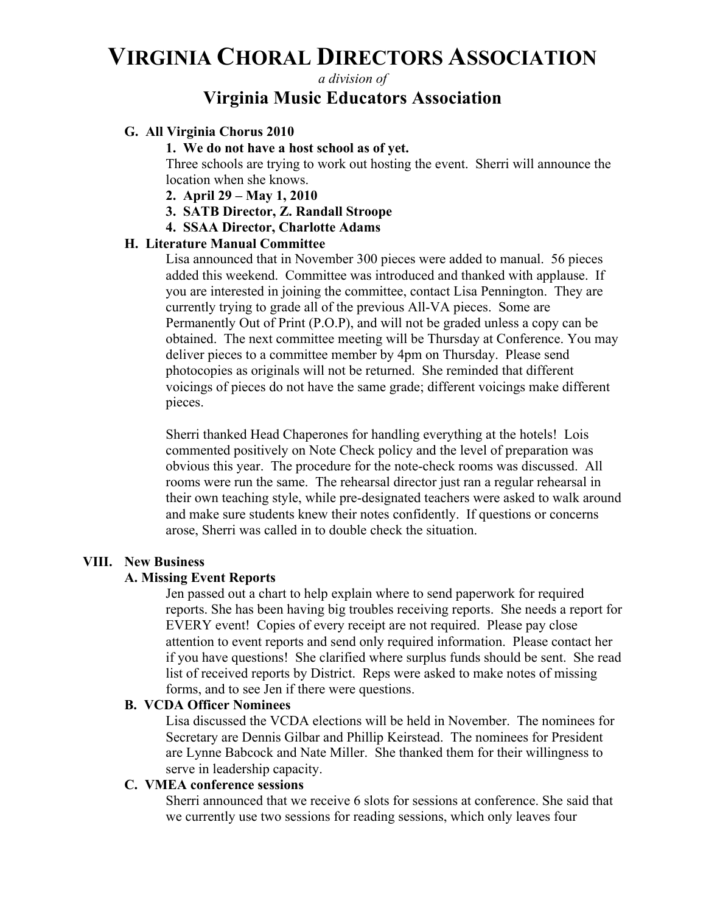**G. All Virginia Chorus 2010**

**1. We do not have a host school as of yet.**

Three schools are trying to work out hosting the event. Sherri will announce the location when she knows.

**2. April 29 – May 1, 2010**

**3. SATB Director, Z. Randall Stroope**

**4. SSAA Director, Charlotte Adams**

**H. Literature Manual Committee**

Lisa announced that in November 300 pieces were added to manual. 56 pieces added this weekend. Committee was introduced and thanked with applause. If you are interested in joining the committee, contact Lisa Pennington. They are currently trying to grade all of the previous All-VA pieces. Some are Permanently Out of Print (P.O.P), and will not be graded unless a copy can be obtained. The next committee meeting will be Thursday at Conference. You may deliver pieces to a committee member by 4pm on Thursday. Please send photocopies as originals will not be returned. She reminded that different voicings of pieces do not have the same grade; different voicings make different pieces.

Sherri thanked Head Chaperones for handling everything at the hotels! Lois commented positively on Note Check policy and the level of preparation was obvious this year. The procedure for the note-check rooms was discussed. All rooms were run the same. The rehearsal director just ran a regular rehearsal in their own teaching style, while pre-designated teachers were asked to walk around and make sure students knew their notes confidently. If questions or concerns arose, Sherri was called in to double check the situation.

## VIII. New Business

**A. Missing Event Reports**

Jen passed out a chart to help explain where to send paperwork for required reports. She has been having big troubles receiving reports. She needs a report for EVERY event! Copies of every receipt are not required. Please pay close attention to event reports and send only required information. Please contact her if you have questions! She clarified where surplus funds should be sent. She read list of received reports by District. Reps were asked to make notes of missing forms, and to see Jen if there were questions.

**B. VCDA Officer Nominees**

Lisa discussed the VCDA elections will be held in November. The nominees for Secretary are Dennis Gilbar and Phillip Keirstead. The nominees for President are Lynne Babcock and Nate Miller. She thanked them for their willingness to serve in leadership capacity.

**C. VMEA conference sessions**

Sherri announced that we receive 6 slots for sessions at conference. She said that we currently use two sessions for reading sessions, which only leaves four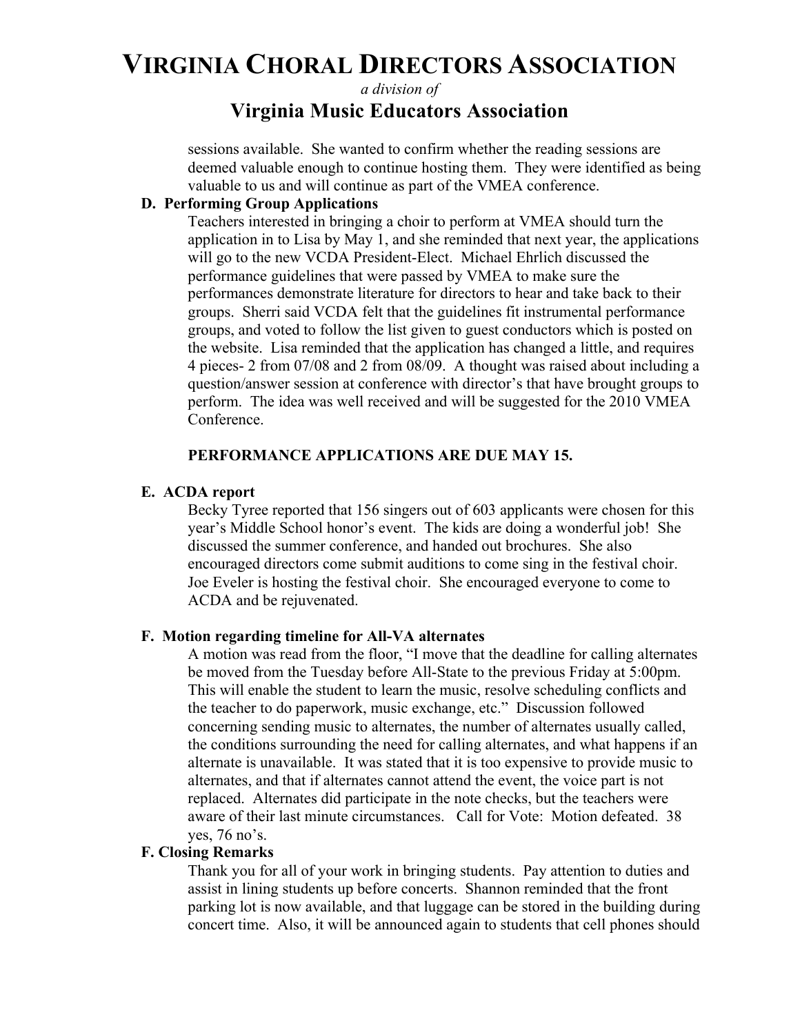sessions available. She wanted to confirm whether the reading sessions are deemed valuable enough to continue hosting them. They were identified as being valuable to us and will continue as part of the VMEA conference.

**D. Performing Group Applications**

Teachers interested in bringing a choir to perform at VMEA should turn the application in to Lisa by May 1, and she reminded that next year, the applications will go to the new VCDA President-Elect. Michael Ehrlich discussed the performance guidelines that were passed by VMEA to make sure the performances demonstrate literature for directors to hear and take back to their groups. Sherri said VCDA felt that the guidelines fit instrumental performance groups, and voted to follow the list given to guest conductors which is posted on the website. Lisa reminded that the application has changed a little, and requires 4 pieces- 2 from 07/08 and 2 from 08/09. A thought was raised about including a question/answer session at conference with director's that have brought groups to perform. The idea was well received and will be suggested for the 2010 VMEA Conference.

**PERFORMANCE APPLICATIONS ARE DUE MAY 15.**

**E. ACDA report**

Becky Tyree reported that 156 singers out of 603 applicants were chosen for this year's Middle School honor's event. The kids are doing a wonderful job! She discussed the summer conference, and handed out brochures. She also encouraged directors come submit auditions to come sing in the festival choir. Joe Eveler is hosting the festival choir. She encouraged everyone to come to ACDA and be rejuvenated.

**F. Motion regarding timeline for All-VA alternates**

A motion was read from the floor, "I move that the deadline for calling alternates be moved from the Tuesday before All-State to the previous Friday at 5:00pm. This will enable the student to learn the music, resolve scheduling conflicts and the teacher to do paperwork, music exchange, etc." Discussion followed concerning sending music to alternates, the number of alternates usually called, the conditions surrounding the need for calling alternates, and what happens if an alternate is unavailable. It was stated that it is too expensive to provide music to alternates, and that if alternates cannot attend the event, the voice part is not replaced. Alternates did participate in the note checks, but the teachers were aware of their last minute circumstances. Call for Vote: Motion defeated. 38 yes, 76 no's.

**F. Closing Remarks**

Thank you for all of your work in bringing students. Pay attention to duties and assist in lining students up before concerts. Shannon reminded that the front parking lot is now available, and that luggage can be stored in the building during concert time. Also, it will be announced again to students that cell phones should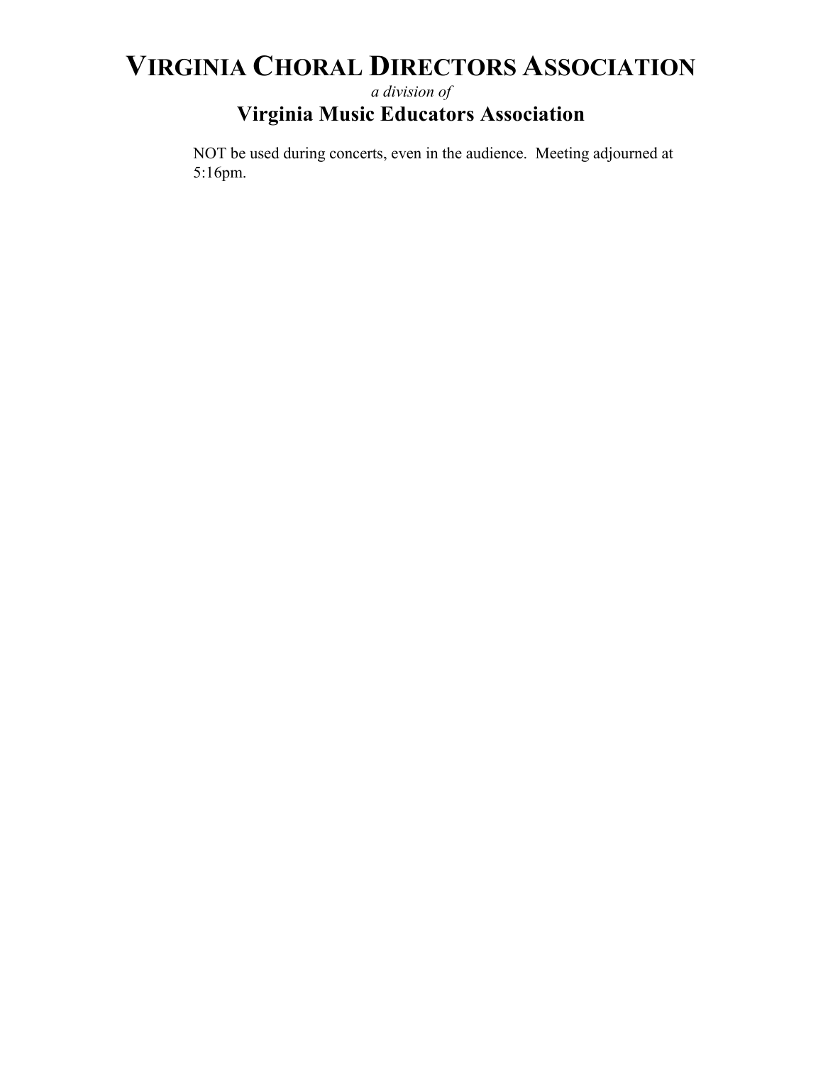NOT be used during concerts, even in the audience. Meeting adjourned at 5:16pm.